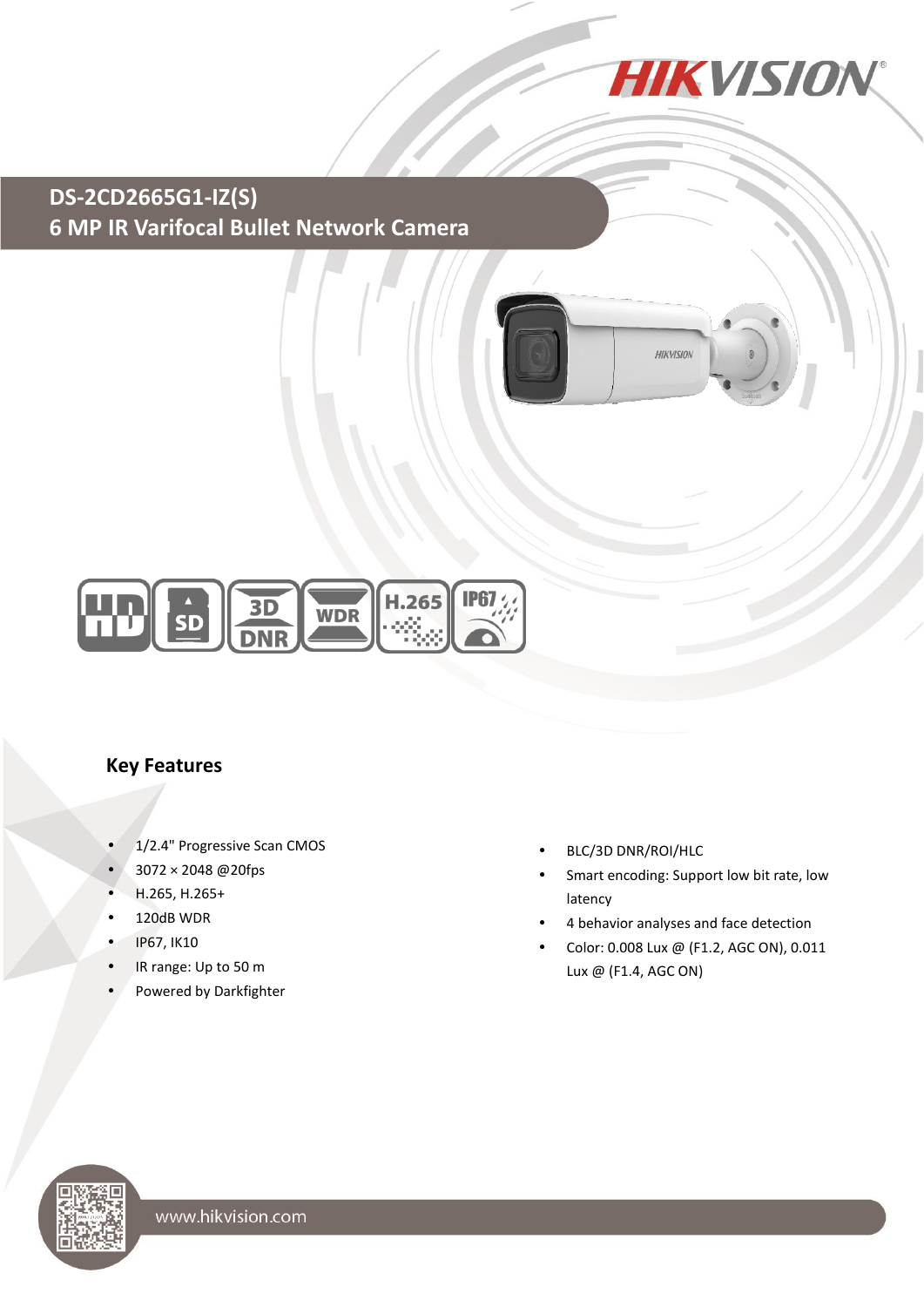# DS-2CD2665G1-IZ(S)

## 6 MP IR Varifocal Bullet Network Camera

### Key Features

- 1/2.4" Progressive Scan CMOS
- 3072 × 2048 @20fps
- H.265, H.265+
- 120dB WDR
- IP67, IK10
- IR range: Up to 50 m
- Powered by Darkfighter
- BLC/3D DNR/ROI/HLC
- Smart encoding: Support low bit rate, low latency
- 4 behavior analyses and face detection
- Color: 0.008 Lux @ (F1.2, AGC ON), 0.011 Lux @ (F1.4, AGC ON)

www.hikvision.com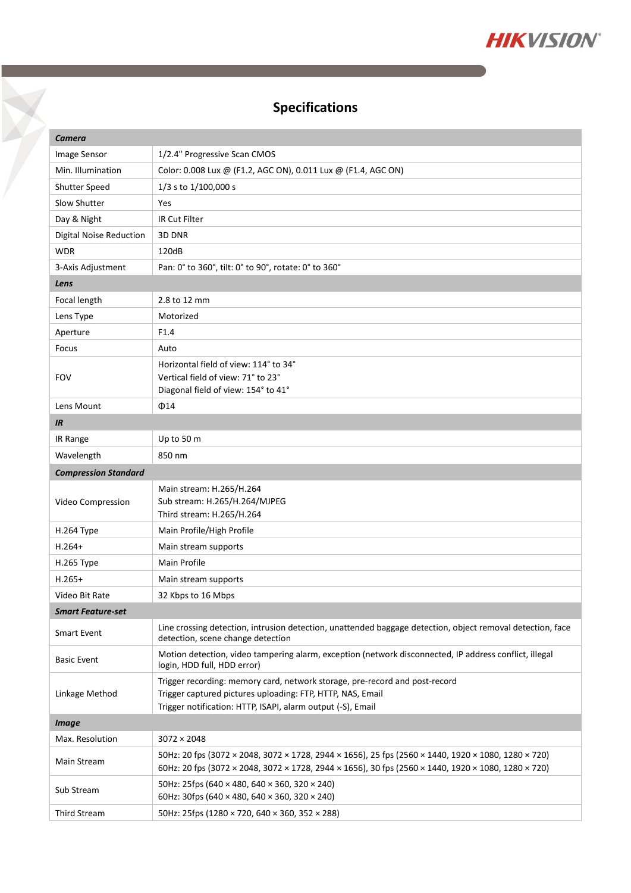# Specifications

| | |
|---|---|
| ***Camera*** | |
| Image Sensor | 1/2.4" Progressive Scan CMOS |
| Min. Illumination | Color: 0.008 Lux @ (F1.2, AGC ON), 0.011 Lux @ (F1.4, AGC ON) |
| Shutter Speed | 1/3 s to 1/100,000 s |
| Slow Shutter | Yes |
| Day & Night | IR Cut Filter |
| Digital Noise Reduction | 3D DNR |
| WDR | 120dB |
| 3-Axis Adjustment | Pan: 0° to 360°, tilt: 0° to 90°, rotate: 0° to 360° |
| ***Lens*** | |
| Focal length | 2.8 to 12 mm |
| Lens Type | Motorized |
| Aperture | F1.4 |
| Focus | Auto |
| FOV | Horizontal field of view: 114° to 34°<br>Vertical field of view: 71° to 23°<br>Diagonal field of view: 154° to 41° |
| Lens Mount | Φ14 |
| ***IR*** | |
| IR Range | Up to 50 m |
| Wavelength | 850 nm |
| ***Compression Standard*** | |
| Video Compression | Main stream: H.265/H.264<br>Sub stream: H.265/H.264/MJPEG<br>Third stream: H.265/H.264 |
| H.264 Type | Main Profile/High Profile |
| H.264+ | Main stream supports |
| H.265 Type | Main Profile |
| H.265+ | Main stream supports |
| Video Bit Rate | 32 Kbps to 16 Mbps |
| ***Smart Feature-set*** | |
| Smart Event | Line crossing detection, intrusion detection, unattended baggage detection, object removal detection, face detection, scene change detection |
| Basic Event | Motion detection, video tampering alarm, exception (network disconnected, IP address conflict, illegal login, HDD full, HDD error) |
| Linkage Method | Trigger recording: memory card, network storage, pre-record and post-record<br>Trigger captured pictures uploading: FTP, HTTP, NAS, Email<br>Trigger notification: HTTP, ISAPI, alarm output (-S), Email |
| ***Image*** | |
| Max. Resolution | 3072 × 2048 |
| Main Stream | 50Hz: 20 fps (3072 × 2048, 3072 × 1728, 2944 × 1656), 25 fps (2560 × 1440, 1920 × 1080, 1280 × 720)<br>60Hz: 20 fps (3072 × 2048, 3072 × 1728, 2944 × 1656), 30 fps (2560 × 1440, 1920 × 1080, 1280 × 720) |
| Sub Stream | 50Hz: 25fps (640 × 480, 640 × 360, 320 × 240)<br>60Hz: 30fps (640 × 480, 640 × 360, 320 × 240) |
| Third Stream | 50Hz: 25fps (1280 × 720, 640 × 360, 352 × 288) |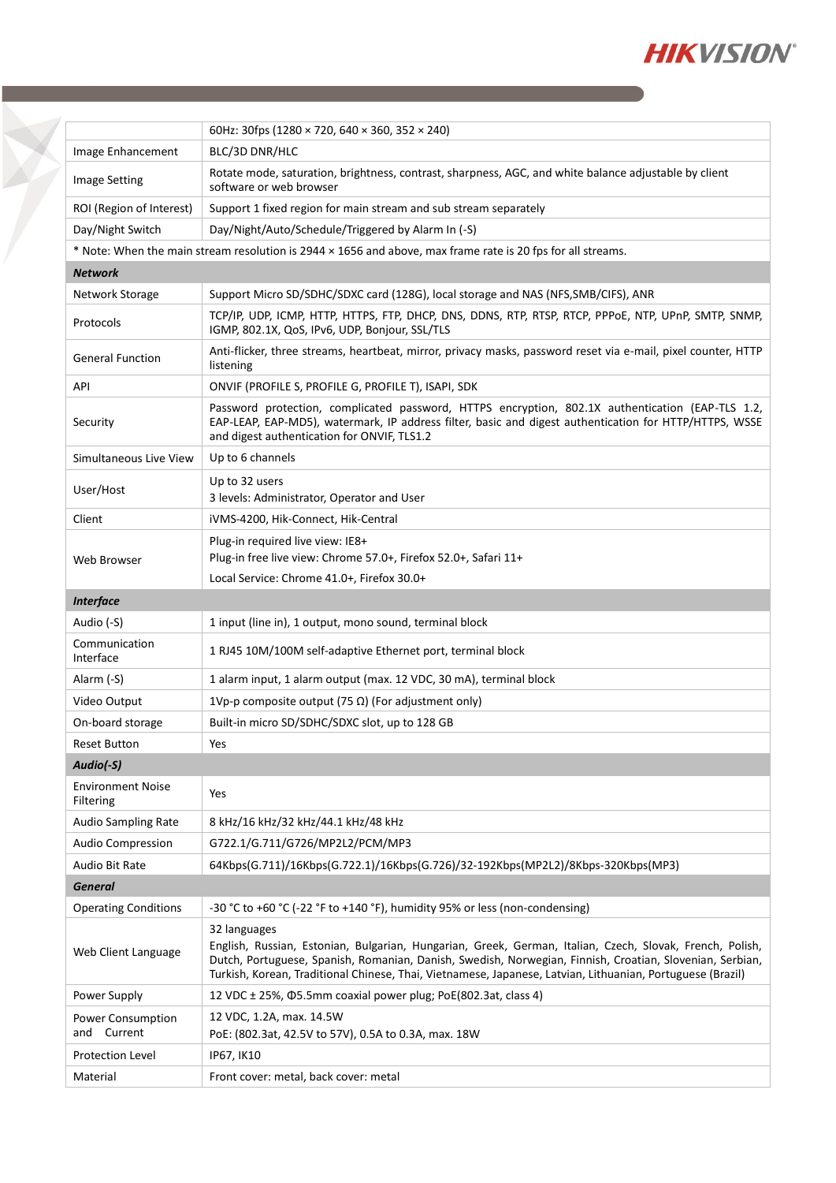| | |
|---|---|
| | 60Hz: 30fps (1280 × 720, 640 × 360, 352 × 240) |
| Image Enhancement | BLC/3D DNR/HLC |
| Image Setting | Rotate mode, saturation, brightness, contrast, sharpness, AGC, and white balance adjustable by client software or web browser |
| ROI (Region of Interest) | Support 1 fixed region for main stream and sub stream separately |
| Day/Night Switch | Day/Night/Auto/Schedule/Triggered by Alarm In (-S) |
| * Note: When the main stream resolution is 2944 × 1656 and above, max frame rate is 20 fps for all streams. | |
| ***Network*** | |
| Network Storage | Support Micro SD/SDHC/SDXC card (128G), local storage and NAS (NFS,SMB/CIFS), ANR |
| Protocols | TCP/IP, UDP, ICMP, HTTP, HTTPS, FTP, DHCP, DNS, DDNS, RTP, RTSP, RTCP, PPPoE, NTP, UPnP, SMTP, SNMP, IGMP, 802.1X, QoS, IPv6, UDP, Bonjour, SSL/TLS |
| General Function | Anti-flicker, three streams, heartbeat, mirror, privacy masks, password reset via e-mail, pixel counter, HTTP listening |
| API | ONVIF (PROFILE S, PROFILE G, PROFILE T), ISAPI, SDK |
| Security | Password protection, complicated password, HTTPS encryption, 802.1X authentication (EAP-TLS 1.2, EAP-LEAP, EAP-MD5), watermark, IP address filter, basic and digest authentication for HTTP/HTTPS, WSSE and digest authentication for ONVIF, TLS1.2 |
| Simultaneous Live View | Up to 6 channels |
| User/Host | Up to 32 users<br>3 levels: Administrator, Operator and User |
| Client | iVMS-4200, Hik-Connect, Hik-Central |
| Web Browser | Plug-in required live view: IE8+<br>Plug-in free live view: Chrome 57.0+, Firefox 52.0+, Safari 11+<br>Local Service: Chrome 41.0+, Firefox 30.0+ |
| ***Interface*** | |
| Audio (-S) | 1 input (line in), 1 output, mono sound, terminal block |
| Communication Interface | 1 RJ45 10M/100M self-adaptive Ethernet port, terminal block |
| Alarm (-S) | 1 alarm input, 1 alarm output (max. 12 VDC, 30 mA), terminal block |
| Video Output | 1Vp-p composite output (75 Ω) (For adjustment only) |
| On-board storage | Built-in micro SD/SDHC/SDXC slot, up to 128 GB |
| Reset Button | Yes |
| ***Audio(-S)*** | |
| Environment Noise Filtering | Yes |
| Audio Sampling Rate | 8 kHz/16 kHz/32 kHz/44.1 kHz/48 kHz |
| Audio Compression | G722.1/G.711/G726/MP2L2/PCM/MP3 |
| Audio Bit Rate | 64Kbps(G.711)/16Kbps(G.722.1)/16Kbps(G.726)/32-192Kbps(MP2L2)/8Kbps-320Kbps(MP3) |
| ***General*** | |
| Operating Conditions | -30 °C to +60 °C (-22 °F to +140 °F), humidity 95% or less (non-condensing) |
| Web Client Language | 32 languages<br>English, Russian, Estonian, Bulgarian, Hungarian, Greek, German, Italian, Czech, Slovak, French, Polish, Dutch, Portuguese, Spanish, Romanian, Danish, Swedish, Norwegian, Finnish, Croatian, Slovenian, Serbian, Turkish, Korean, Traditional Chinese, Thai, Vietnamese, Japanese, Latvian, Lithuanian, Portuguese (Brazil) |
| Power Supply | 12 VDC ± 25%, Φ5.5mm coaxial power plug; PoE(802.3at, class 4) |
| Power Consumption and Current | 12 VDC, 1.2A, max. 14.5W<br>PoE: (802.3at, 42.5V to 57V), 0.5A to 0.3A, max. 18W |
| Protection Level | IP67, IK10 |
| Material | Front cover: metal, back cover: metal |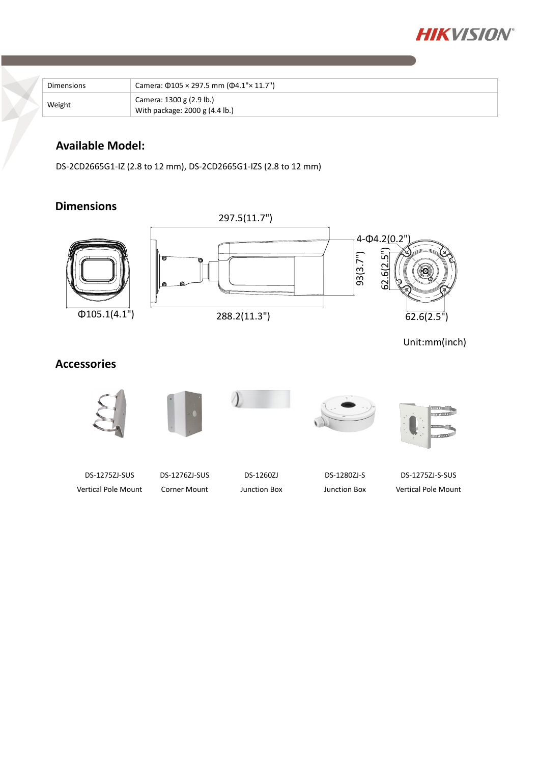| Dimensions | Camera: Φ105 × 297.5 mm (Φ4.1"× 11.7") |
|---|---|
| Weight | Camera: 1300 g (2.9 lb.)<br>With package: 2000 g (4.4 lb.) |

## Available Model:

DS-2CD2665G1-IZ (2.8 to 12 mm), DS-2CD2665G1-IZS (2.8 to 12 mm)

## Dimensions

297.5(11.7")

4-Φ4.2(0.2")

93(3.7")

62.6(2.5")

Φ105.1(4.1")

288.2(11.3")

62.6(2.5")

Unit:mm(inch)

## Accessories

| DS-1275ZJ-SUS<br>Vertical Pole Mount | DS-1276ZJ-SUS<br>Corner Mount | DS-1260ZJ<br>Junction Box | DS-1280ZJ-S<br>Junction Box | DS-1275ZJ-S-SUS<br>Vertical Pole Mount |
|---|---|---|---|---|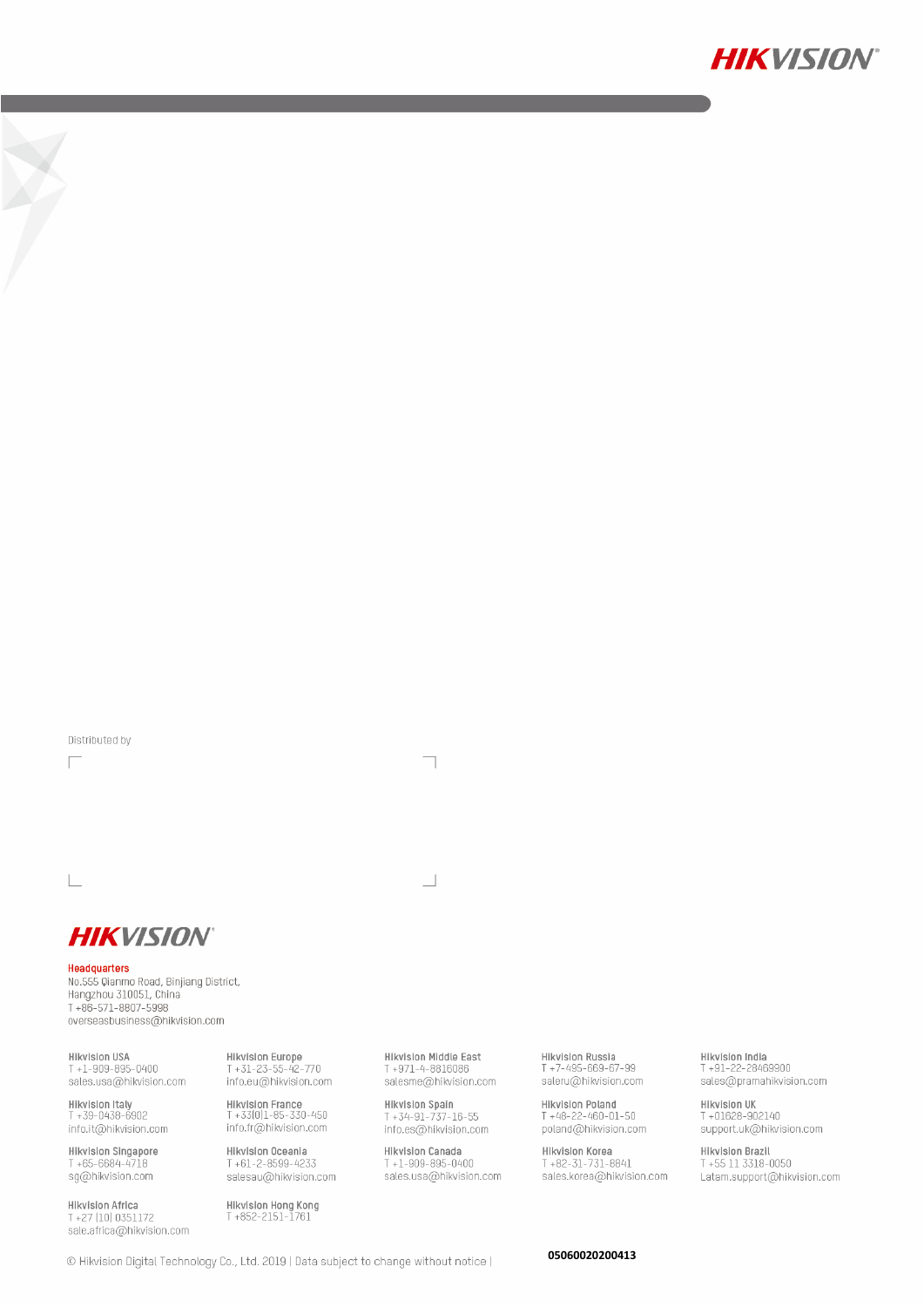Distributed by

**HIKVISION**

**Headquarters**
No.555 Qianmo Road, Binjiang District,
Hangzhou 310051, China
T +86-571-8807-5998
overseasbusiness@hikvision.com

**Hikvision USA**
T +1-909-895-0400
sales.usa@hikvision.com

**Hikvision Europe**
T +31-23-55-42-770
info.eu@hikvision.com

**Hikvision Middle East**
T +971-4-8816086
salesme@hikvision.com

**Hikvision Russia**
T +7-495-669-67-99
saleru@hikvision.com

**Hikvision India**
T +91-22-28469900
sales@pramahikvision.com

**Hikvision Italy**
T +39-0438-6902
info.it@hikvision.com

**Hikvision France**
T +33(0)1-85-330-450
info.fr@hikvision.com

**Hikvision Spain**
T +34-91-737-16-55
info.es@hikvision.com

**Hikvision Poland**
T +48-22-460-01-50
poland@hikvision.com

**Hikvision UK**
T +01628-902140
support.uk@hikvision.com

**Hikvision Singapore**
T +65-6684-4718
sg@hikvision.com

**Hikvision Oceania**
T +61-2-8599-4233
salesau@hikvision.com

**Hikvision Canada**
T +1-909-895-0400
sales.usa@hikvision.com

**Hikvision Korea**
T +82-31-731-8841
sales.korea@hikvision.com

**Hikvision Brazil**
T +55 11 3318-0050
Latam.support@hikvision.com

**Hikvision Africa**
T +27 (10) 0351172
sale.africa@hikvision.com

**Hikvision Hong Kong**
T +852-2151-1761

© Hikvision Digital Technology Co., Ltd. 2019 | Data subject to change without notice |

**05060020200413**